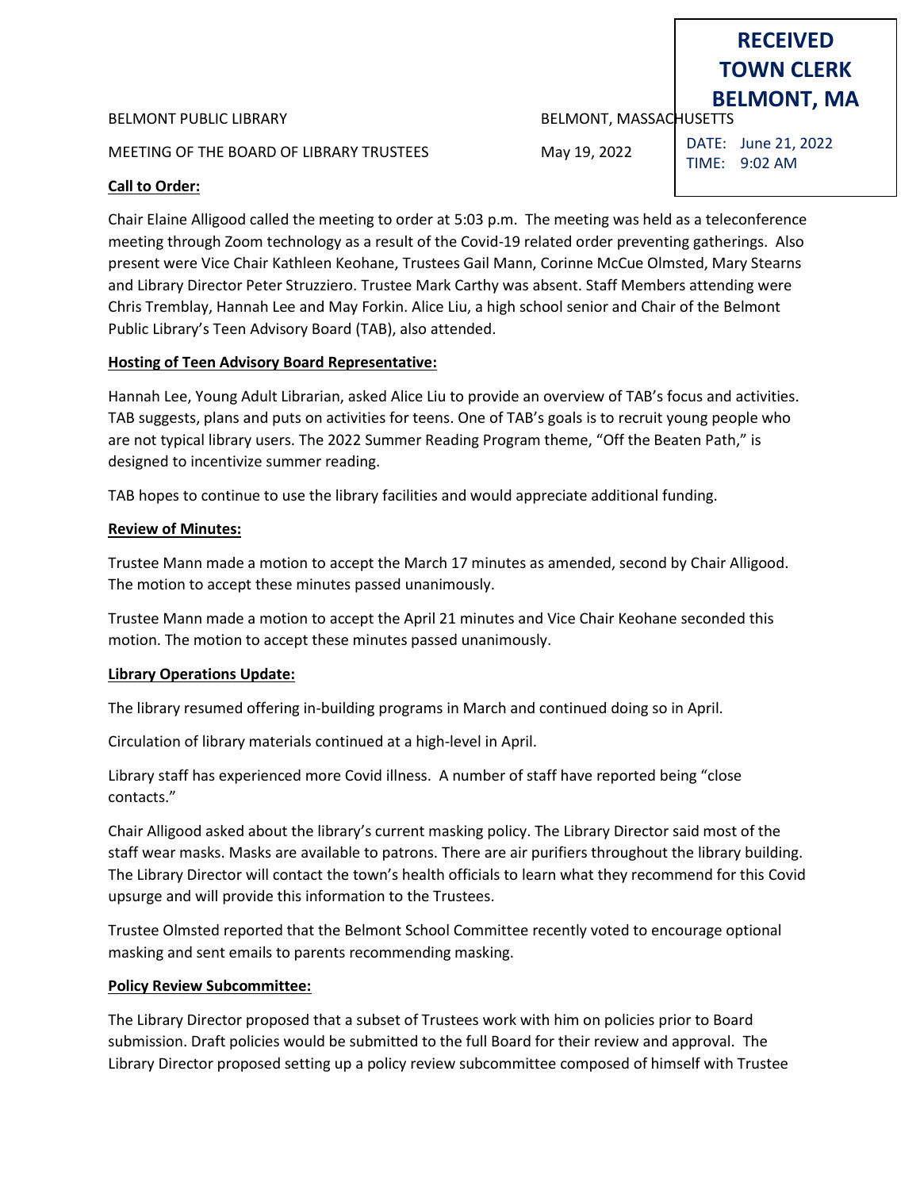RECEIVED
TOWN CLERK
BELMONT, MA

DATE: June 21, 2022
TIME: 9:02 AM

BELMONT PUBLIC LIBRARY — BELMONT, MASSACHUSETTS

MEETING OF THE BOARD OF LIBRARY TRUSTEES — May 19, 2022

**Call to Order:**

Chair Elaine Alligood called the meeting to order at 5:03 p.m. The meeting was held as a teleconference meeting through Zoom technology as a result of the Covid-19 related order preventing gatherings. Also present were Vice Chair Kathleen Keohane, Trustees Gail Mann, Corinne McCue Olmsted, Mary Stearns and Library Director Peter Struzziero. Trustee Mark Carthy was absent. Staff Members attending were Chris Tremblay, Hannah Lee and May Forkin. Alice Liu, a high school senior and Chair of the Belmont Public Library's Teen Advisory Board (TAB), also attended.

**Hosting of Teen Advisory Board Representative:**

Hannah Lee, Young Adult Librarian, asked Alice Liu to provide an overview of TAB's focus and activities. TAB suggests, plans and puts on activities for teens. One of TAB's goals is to recruit young people who are not typical library users. The 2022 Summer Reading Program theme, "Off the Beaten Path," is designed to incentivize summer reading.

TAB hopes to continue to use the library facilities and would appreciate additional funding.

**Review of Minutes:**

Trustee Mann made a motion to accept the March 17 minutes as amended, second by Chair Alligood. The motion to accept these minutes passed unanimously.

Trustee Mann made a motion to accept the April 21 minutes and Vice Chair Keohane seconded this motion. The motion to accept these minutes passed unanimously.

**Library Operations Update:**

The library resumed offering in-building programs in March and continued doing so in April.

Circulation of library materials continued at a high-level in April.

Library staff has experienced more Covid illness. A number of staff have reported being "close contacts."

Chair Alligood asked about the library's current masking policy. The Library Director said most of the staff wear masks. Masks are available to patrons. There are air purifiers throughout the library building. The Library Director will contact the town's health officials to learn what they recommend for this Covid upsurge and will provide this information to the Trustees.

Trustee Olmsted reported that the Belmont School Committee recently voted to encourage optional masking and sent emails to parents recommending masking.

**Policy Review Subcommittee:**

The Library Director proposed that a subset of Trustees work with him on policies prior to Board submission. Draft policies would be submitted to the full Board for their review and approval. The Library Director proposed setting up a policy review subcommittee composed of himself with Trustee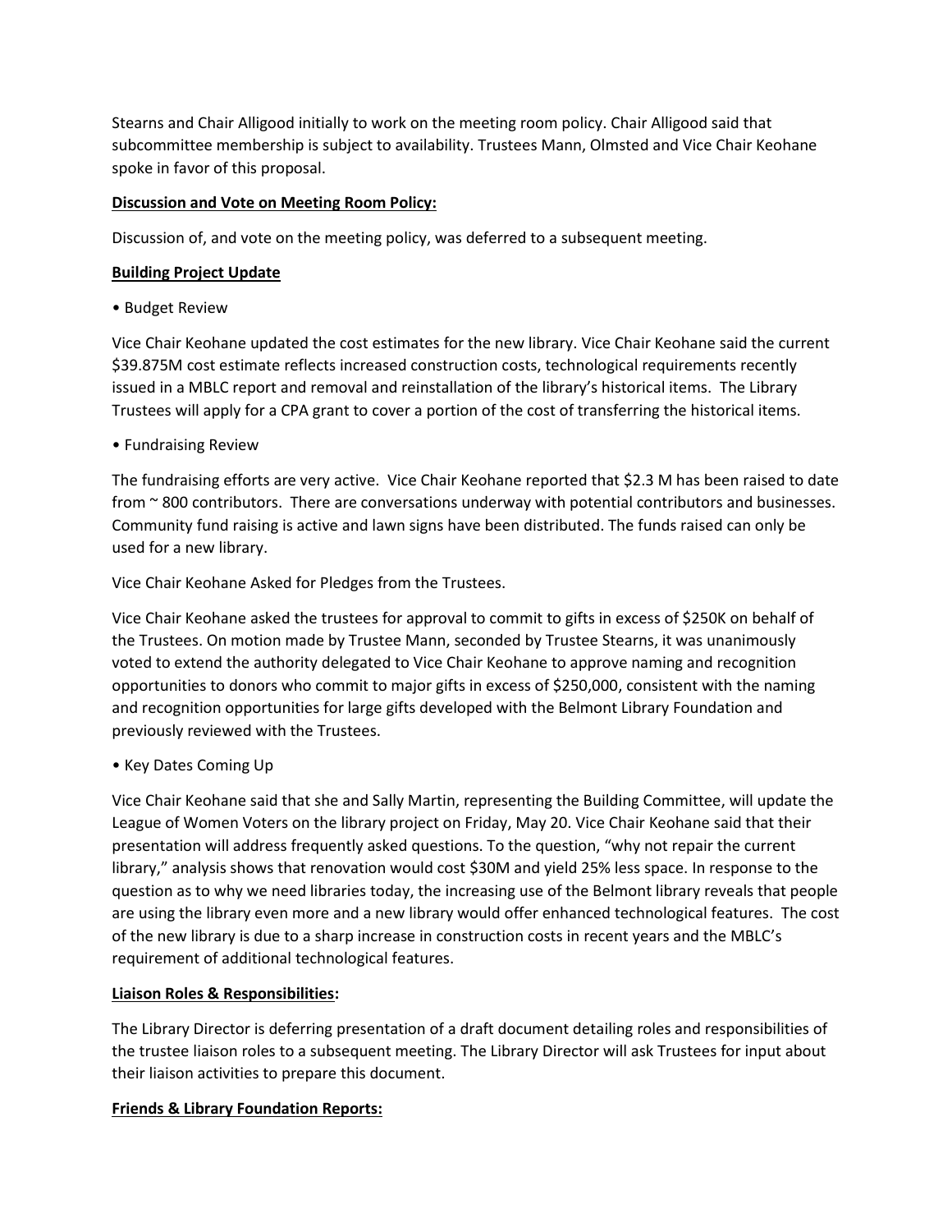Stearns and Chair Alligood initially to work on the meeting room policy. Chair Alligood said that subcommittee membership is subject to availability. Trustees Mann, Olmsted and Vice Chair Keohane spoke in favor of this proposal.

**Discussion and Vote on Meeting Room Policy:**

Discussion of, and vote on the meeting policy, was deferred to a subsequent meeting.

**Building Project Update**

• Budget Review

Vice Chair Keohane updated the cost estimates for the new library. Vice Chair Keohane said the current $39.875M cost estimate reflects increased construction costs, technological requirements recently issued in a MBLC report and removal and reinstallation of the library's historical items. The Library Trustees will apply for a CPA grant to cover a portion of the cost of transferring the historical items.

• Fundraising Review

The fundraising efforts are very active. Vice Chair Keohane reported that $2.3 M has been raised to date from ~ 800 contributors. There are conversations underway with potential contributors and businesses. Community fund raising is active and lawn signs have been distributed. The funds raised can only be used for a new library.

Vice Chair Keohane Asked for Pledges from the Trustees.

Vice Chair Keohane asked the trustees for approval to commit to gifts in excess of $250K on behalf of the Trustees. On motion made by Trustee Mann, seconded by Trustee Stearns, it was unanimously voted to extend the authority delegated to Vice Chair Keohane to approve naming and recognition opportunities to donors who commit to major gifts in excess of $250,000, consistent with the naming and recognition opportunities for large gifts developed with the Belmont Library Foundation and previously reviewed with the Trustees.

• Key Dates Coming Up

Vice Chair Keohane said that she and Sally Martin, representing the Building Committee, will update the League of Women Voters on the library project on Friday, May 20. Vice Chair Keohane said that their presentation will address frequently asked questions. To the question, "why not repair the current library," analysis shows that renovation would cost $30M and yield 25% less space. In response to the question as to why we need libraries today, the increasing use of the Belmont library reveals that people are using the library even more and a new library would offer enhanced technological features. The cost of the new library is due to a sharp increase in construction costs in recent years and the MBLC's requirement of additional technological features.

**Liaison Roles & Responsibilities:**

The Library Director is deferring presentation of a draft document detailing roles and responsibilities of the trustee liaison roles to a subsequent meeting. The Library Director will ask Trustees for input about their liaison activities to prepare this document.

**Friends & Library Foundation Reports:**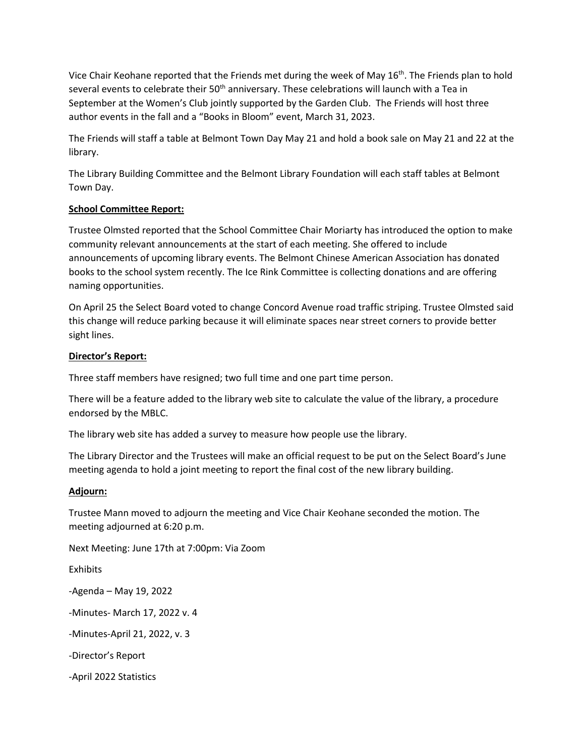Vice Chair Keohane reported that the Friends met during the week of May 16th. The Friends plan to hold several events to celebrate their 50th anniversary. These celebrations will launch with a Tea in September at the Women's Club jointly supported by the Garden Club. The Friends will host three author events in the fall and a "Books in Bloom" event, March 31, 2023.

The Friends will staff a table at Belmont Town Day May 21 and hold a book sale on May 21 and 22 at the library.

The Library Building Committee and the Belmont Library Foundation will each staff tables at Belmont Town Day.

**School Committee Report:**

Trustee Olmsted reported that the School Committee Chair Moriarty has introduced the option to make community relevant announcements at the start of each meeting. She offered to include announcements of upcoming library events. The Belmont Chinese American Association has donated books to the school system recently. The Ice Rink Committee is collecting donations and are offering naming opportunities.

On April 25 the Select Board voted to change Concord Avenue road traffic striping. Trustee Olmsted said this change will reduce parking because it will eliminate spaces near street corners to provide better sight lines.

**Director's Report:**

Three staff members have resigned; two full time and one part time person.

There will be a feature added to the library web site to calculate the value of the library, a procedure endorsed by the MBLC.

The library web site has added a survey to measure how people use the library.

The Library Director and the Trustees will make an official request to be put on the Select Board's June meeting agenda to hold a joint meeting to report the final cost of the new library building.

**Adjourn:**

Trustee Mann moved to adjourn the meeting and Vice Chair Keohane seconded the motion. The meeting adjourned at 6:20 p.m.

Next Meeting: June 17th at 7:00pm: Via Zoom

Exhibits

-Agenda – May 19, 2022

-Minutes- March 17, 2022 v. 4

-Minutes-April 21, 2022, v. 3

-Director's Report

-April 2022 Statistics